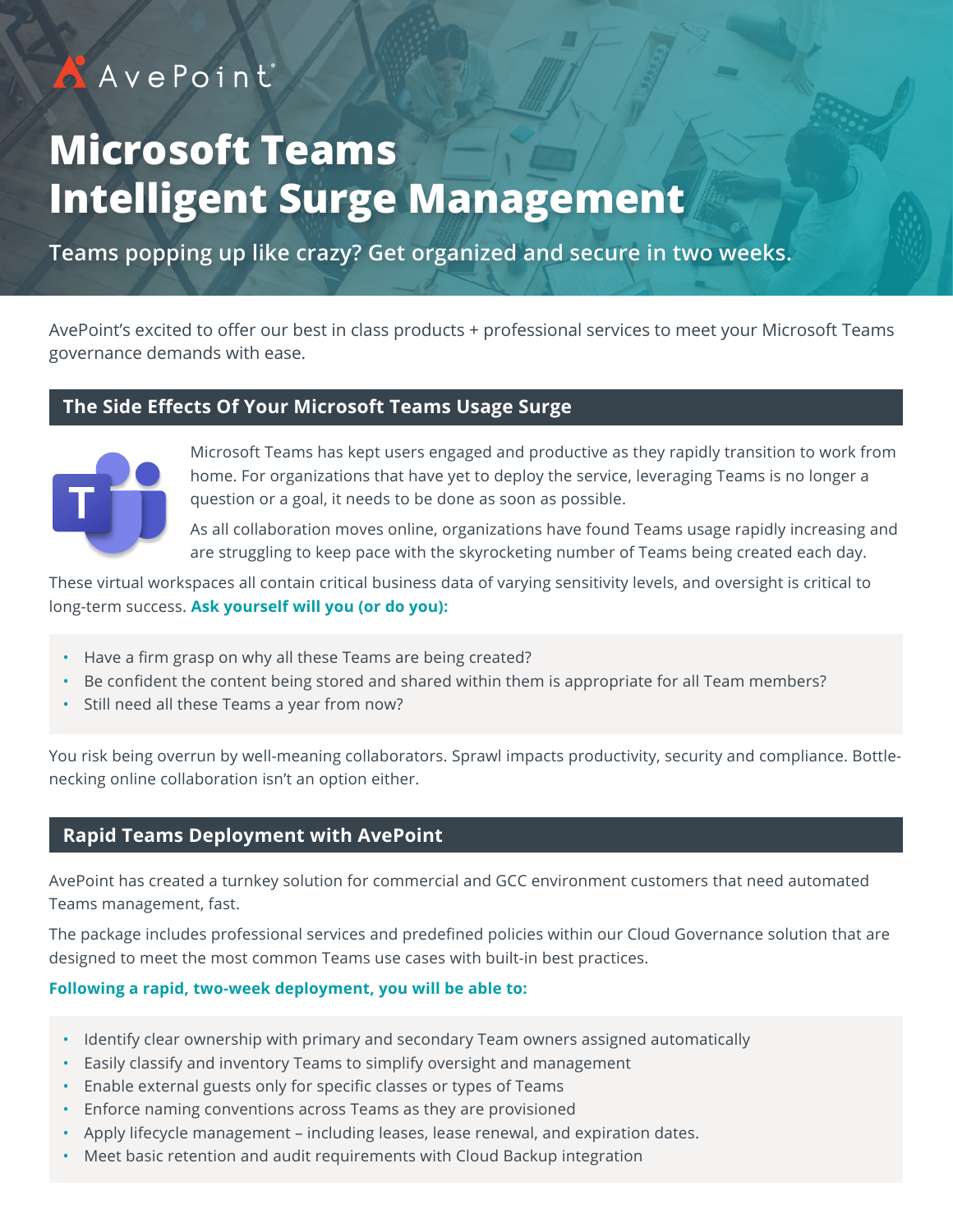AvePoint

# Microsoft Teams Intelligent Surge Management

**Teams popping up like crazy? Get organized and secure in two weeks.**

AvePoint's excited to offer our best in class products + professional services to meet your Microsoft Teams governance demands with ease.

## The Side Effects Of Your Microsoft Teams Usage Surge

Microsoft Teams has kept users engaged and productive as they rapidly transition to work from home. For organizations that have yet to deploy the service, leveraging Teams is no longer a question or a goal, it needs to be done as soon as possible.

As all collaboration moves online, organizations have found Teams usage rapidly increasing and are struggling to keep pace with the skyrocketing number of Teams being created each day.

These virtual workspaces all contain critical business data of varying sensitivity levels, and oversight is critical to long-term success. **Ask yourself will you (or do you):**

- Have a firm grasp on why all these Teams are being created?
- Be confident the content being stored and shared within them is appropriate for all Team members?
- Still need all these Teams a year from now?

You risk being overrun by well-meaning collaborators. Sprawl impacts productivity, security and compliance. Bottle-necking online collaboration isn't an option either.

## Rapid Teams Deployment with AvePoint

AvePoint has created a turnkey solution for commercial and GCC environment customers that need automated Teams management, fast.

The package includes professional services and predefined policies within our Cloud Governance solution that are designed to meet the most common Teams use cases with built-in best practices.

**Following a rapid, two-week deployment, you will be able to:**

- Identify clear ownership with primary and secondary Team owners assigned automatically
- Easily classify and inventory Teams to simplify oversight and management
- Enable external guests only for specific classes or types of Teams
- Enforce naming conventions across Teams as they are provisioned
- Apply lifecycle management – including leases, lease renewal, and expiration dates.
- Meet basic retention and audit requirements with Cloud Backup integration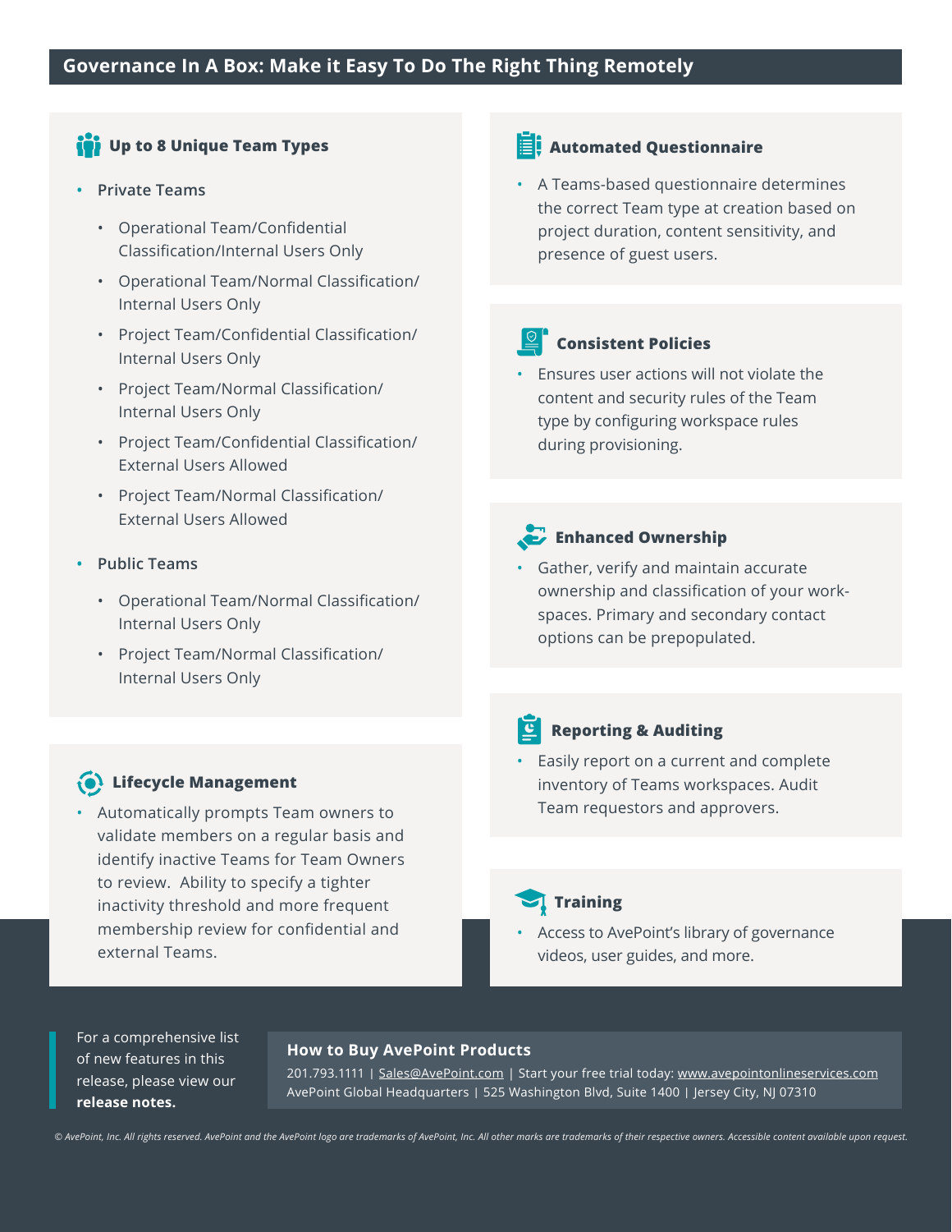## Governance In A Box: Make it Easy To Do The Right Thing Remotely

### Up to 8 Unique Team Types

- Private Teams
  - Operational Team/Confidential Classification/Internal Users Only
  - Operational Team/Normal Classification/Internal Users Only
  - Project Team/Confidential Classification/Internal Users Only
  - Project Team/Normal Classification/Internal Users Only
  - Project Team/Confidential Classification/External Users Allowed
  - Project Team/Normal Classification/External Users Allowed
- Public Teams
  - Operational Team/Normal Classification/Internal Users Only
  - Project Team/Normal Classification/Internal Users Only

### Lifecycle Management

- Automatically prompts Team owners to validate members on a regular basis and identify inactive Teams for Team Owners to review. Ability to specify a tighter inactivity threshold and more frequent membership review for confidential and external Teams.

### Automated Questionnaire

- A Teams-based questionnaire determines the correct Team type at creation based on project duration, content sensitivity, and presence of guest users.

### Consistent Policies

- Ensures user actions will not violate the content and security rules of the Team type by configuring workspace rules during provisioning.

### Enhanced Ownership

- Gather, verify and maintain accurate ownership and classification of your workspaces. Primary and secondary contact options can be prepopulated.

### Reporting & Auditing

- Easily report on a current and complete inventory of Teams workspaces. Audit Team requestors and approvers.

### Training

- Access to AvePoint's library of governance videos, user guides, and more.

For a comprehensive list of new features in this release, please view our **release notes.**

**How to Buy AvePoint Products**

201.793.1111 | Sales@AvePoint.com | Start your free trial today: www.avepointonlineservices.com
AvePoint Global Headquarters | 525 Washington Blvd, Suite 1400 | Jersey City, NJ 07310

*© AvePoint, Inc. All rights reserved. AvePoint and the AvePoint logo are trademarks of AvePoint, Inc. All other marks are trademarks of their respective owners. Accessible content available upon request.*